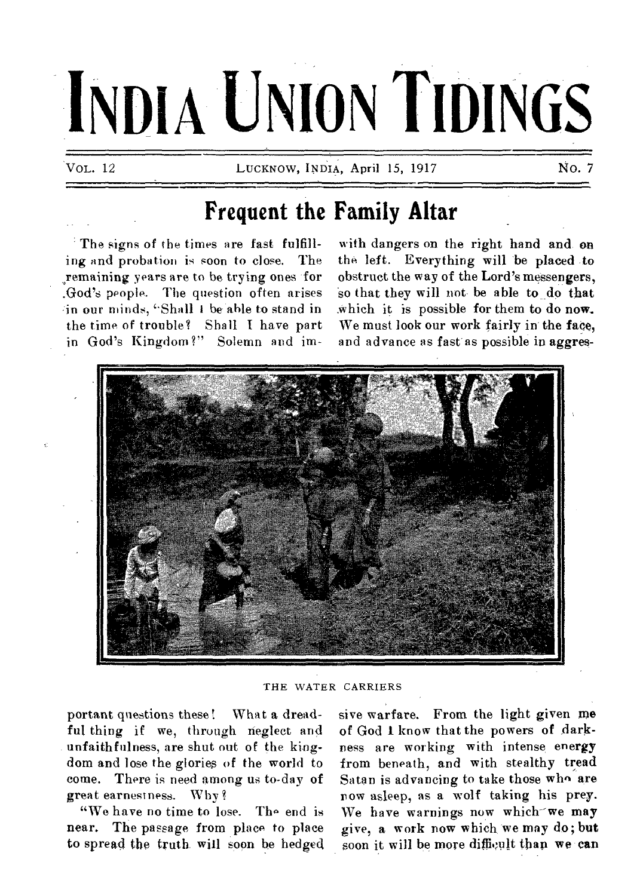# INDIA UNION TIDINGS

VOL. 12 LUCKNOW, INDIA, April 15, 1917 No. 7

## Frequent the Family Altar

The signs of the times are fast fulfilling and probation is soon to close. The remaining years are to be trying ones for God's people. The question often arises in our minds, "Shall I be able to stand in the time of trouble? Shall I have part in God's Kingdom?" Solemn and important questions these! What a dreadful thing if we, through neglect and unfaithfulness, are shut out of the kingdom and lose the glories of the world to come. There is need among us to-day of great earnestness. Why?

"We have no time to lose. The end is near. The passage from place to place to spread the truth will soon be hedged with dangers on the right hand and on the left. Everything will be placed to obstruct the way of the Lord's messengers, so that they will not be able to do that which it is possible for them to do now. We must look our work fairly in the face, and advance as fast as possible in aggressive warfare. From the light given me of God I know that the powers of darkness are working with intense energy from beneath, and with stealthy tread Satan is advancing to take those who are now asleep, as a wolf taking his prey. We have warnings now which we may give, a work now which we may do; but soon it will be more difficult than we can

THE WATER CARRIERS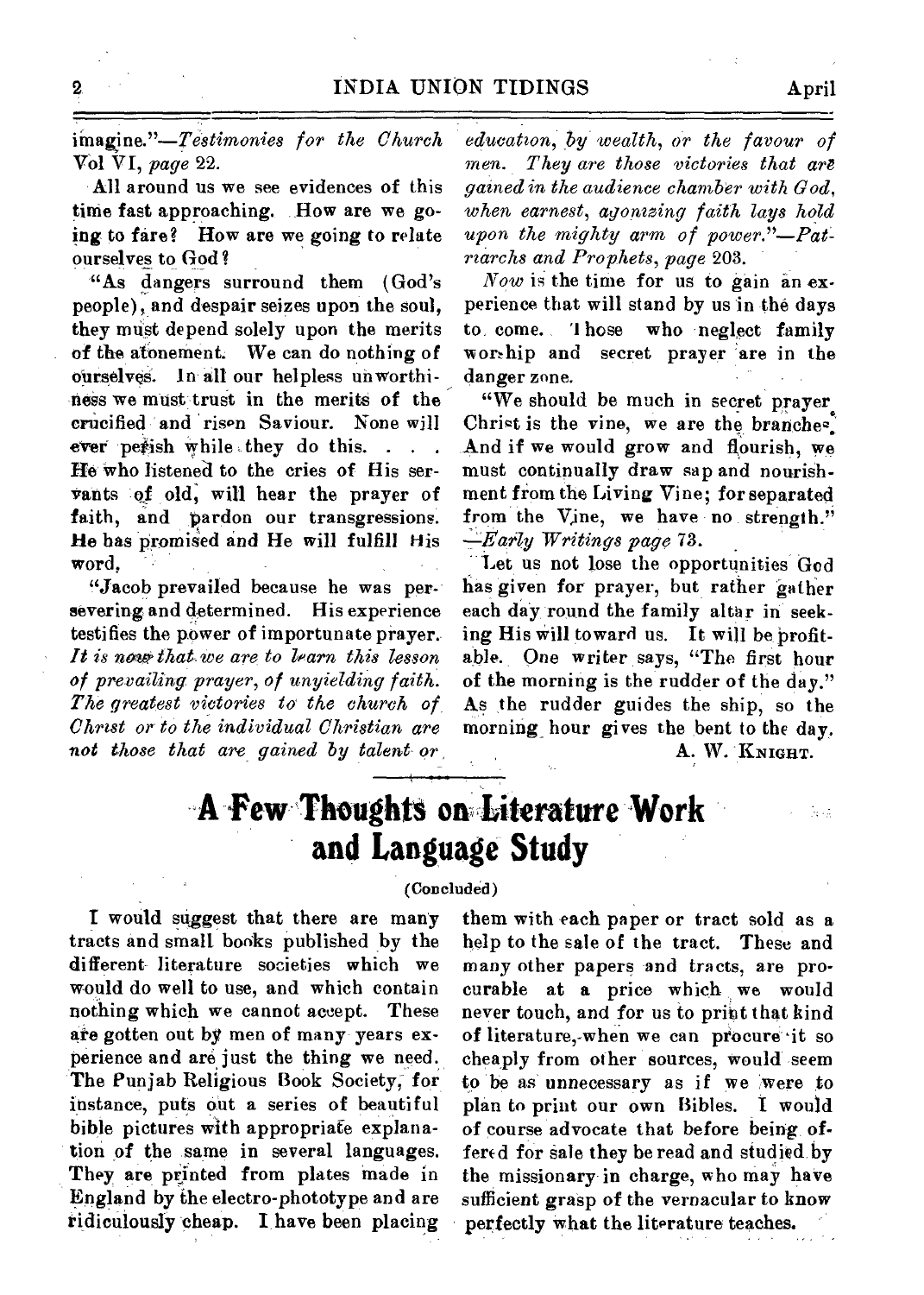imagine."—*Testimonies for the Church* Vol VI, *page* 22.

All around us we see evidences of this time fast approaching. How are we going to fare? How are we going to relate ourselves to God?

"As dangers surround them (God's people), and despair seizes upon the soul, they must depend solely upon the merits of the atonement. We can do nothing of ourselves. In all our helpless unworthiness we must trust in the merits of the crucified and risen Saviour. None will ever perish while they do this. . . . He who listened to the cries of His servants of old, will hear the prayer of faith, and pardon our transgressions. He has promised and He will fulfill His word.

"Jacob prevailed because he was persevering and determined. His experience testifies the power of importunate prayer. *It is now that we are to learn this lesson of prevailing prayer, of unyielding faith. The greatest victories to the church of Christ or to the individual Christian are not those that are gained by talent or education, by wealth, or the favour of men. They are those victories that are gained in the audience chamber with God, when earnest, agonizing faith lays hold upon the mighty arm of power."—Patriarchs and Prophets, page* 203.

*Now* is the time for us to gain an experience that will stand by us in the days to come. Those who neglect family worship and secret prayer are in the danger zone.

"We should be much in secret prayer. Christ is the vine, we are the branches. And if we would grow and flourish, we must continually draw sap and nourishment from the Living Vine; for separated from the Vine, we have no strength." —*Early Writings page* 73.

Let us not lose the opportunities God has given for prayer, but rather gather each day round the family altar in seeking His will toward us. It will be profitable. One writer says, "The first hour of the morning is the rudder of the day." As the rudder guides the ship, so the morning hour gives the bent to the day.

A. W. KNIGHT.

# A Few Thoughts on Literature Work and Language Study

(Concluded)

I would suggest that there are many tracts and small books published by the different literature societies which we would do well to use, and which contain nothing which we cannot accept. These are gotten out by men of many years experience and are just the thing we need. The Punjab Religious Book Society, for instance, puts out a series of beautiful bible pictures with appropriate explanation of the same in several languages. They are printed from plates made in England by the electro-phototype and are ridiculously cheap. I have been placing them with each paper or tract sold as a help to the sale of the tract. These and many other papers and tracts, are procurable at a price which we would never touch, and for us to print that kind of literature, when we can procure it so cheaply from other sources, would seem to be as unnecessary as if we were to plan to print our own Bibles. I would of course advocate that before being offered for sale they be read and studied by the missionary in charge, who may have sufficient grasp of the vernacular to know perfectly what the literature teaches.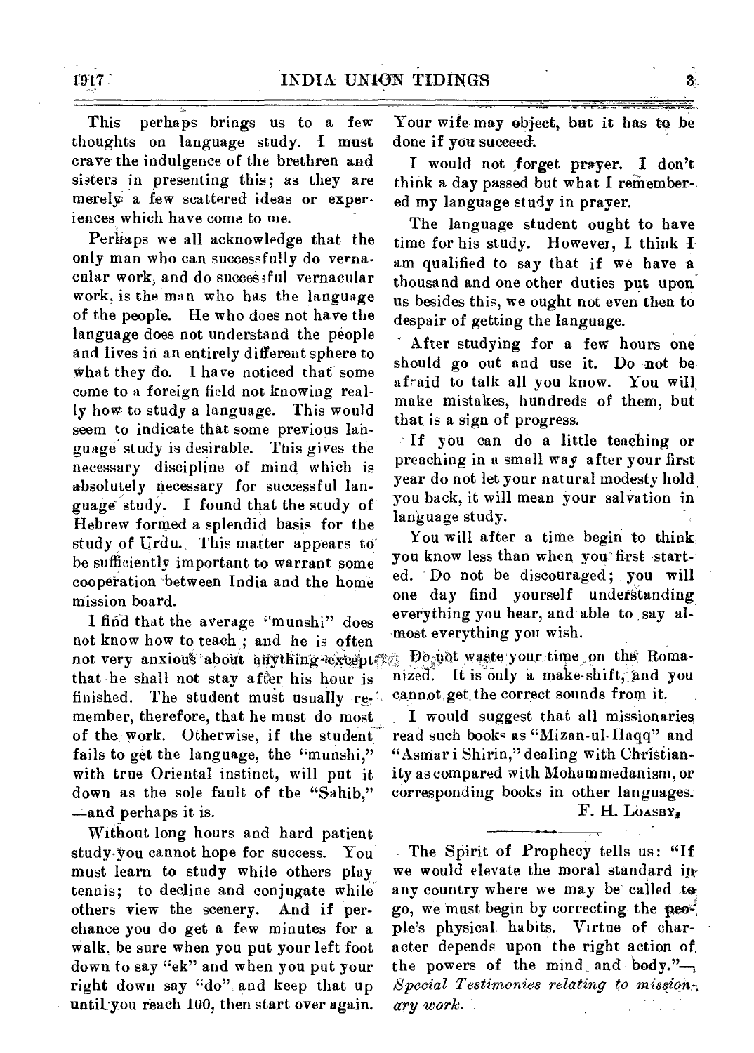This perhaps brings us to a few thoughts on language study. I must crave the indulgence of the brethren and sisters in presenting this; as they are merely a few scattered ideas or experiences which have come to me.

Perhaps we all acknowledge that the only man who can successfully do vernacular work, and do successful vernacular work, is the man who has the language of the people. He who does not have the language does not understand the people and lives in an entirely different sphere to what they do. I have noticed that some come to a foreign field not knowing really how to study a language. This would seem to indicate that some previous language study is desirable. This gives the necessary discipline of mind which is absolutely necessary for successful language study. I found that the study of Hebrew formed a splendid basis for the study of Urdu. This matter appears to be sufficiently important to warrant some cooperation between India and the home mission board.

I find that the average "munshi" does not know how to teach; and he is often not very anxious about anything except that he shall not stay after his hour is finished. The student must usually remember, therefore, that he must do most of the work. Otherwise, if the student fails to get the language, the "munshi," with true Oriental instinct, will put it down as the sole fault of the "Sahib," —and perhaps it is.

Without long hours and hard patient study you cannot hope for success. You must learn to study while others play tennis; to decline and conjugate while others view the scenery. And if perchance you do get a few minutes for a walk, be sure when you put your left foot down to say "ek" and when you put your right down say "do" and keep that up until you reach 100, then start over again. Your wife may object, but it has to be done if you succeed.

I would not forget prayer. I don't think a day passed but what I remembered my language study in prayer.

The language student ought to have time for his study. However, I think I am qualified to say that if we have a thousand and one other duties put upon us besides this, we ought not even then to despair of getting the language.

After studying for a few hours one should go out and use it. Do not be afraid to talk all you know. You will make mistakes, hundreds of them, but that is a sign of progress.

If you can do a little teaching or preaching in a small way after your first year do not let your natural modesty hold you back, it will mean your salvation in language study.

You will after a time begin to think you know less than when you first started. Do not be discouraged; you will one day find yourself understanding everything you hear, and able to say almost everything you wish.

Do not waste your time on the Romanized. It is only a make-shift, and you cannot get the correct sounds from it.

I would suggest that all missionaries read such books as "Mizan-ul-Haqq" and "Asmar i Shirin," dealing with Christianity as compared with Mohammedanism, or corresponding books in other languages.

F. H. LOASBY.

---

The Spirit of Prophecy tells us: "If we would elevate the moral standard in any country where we may be called to go, we must begin by correcting the people's physical habits. Virtue of character depends upon the right action of the powers of the mind and body."—*Special Testimonies relating to missionary work.*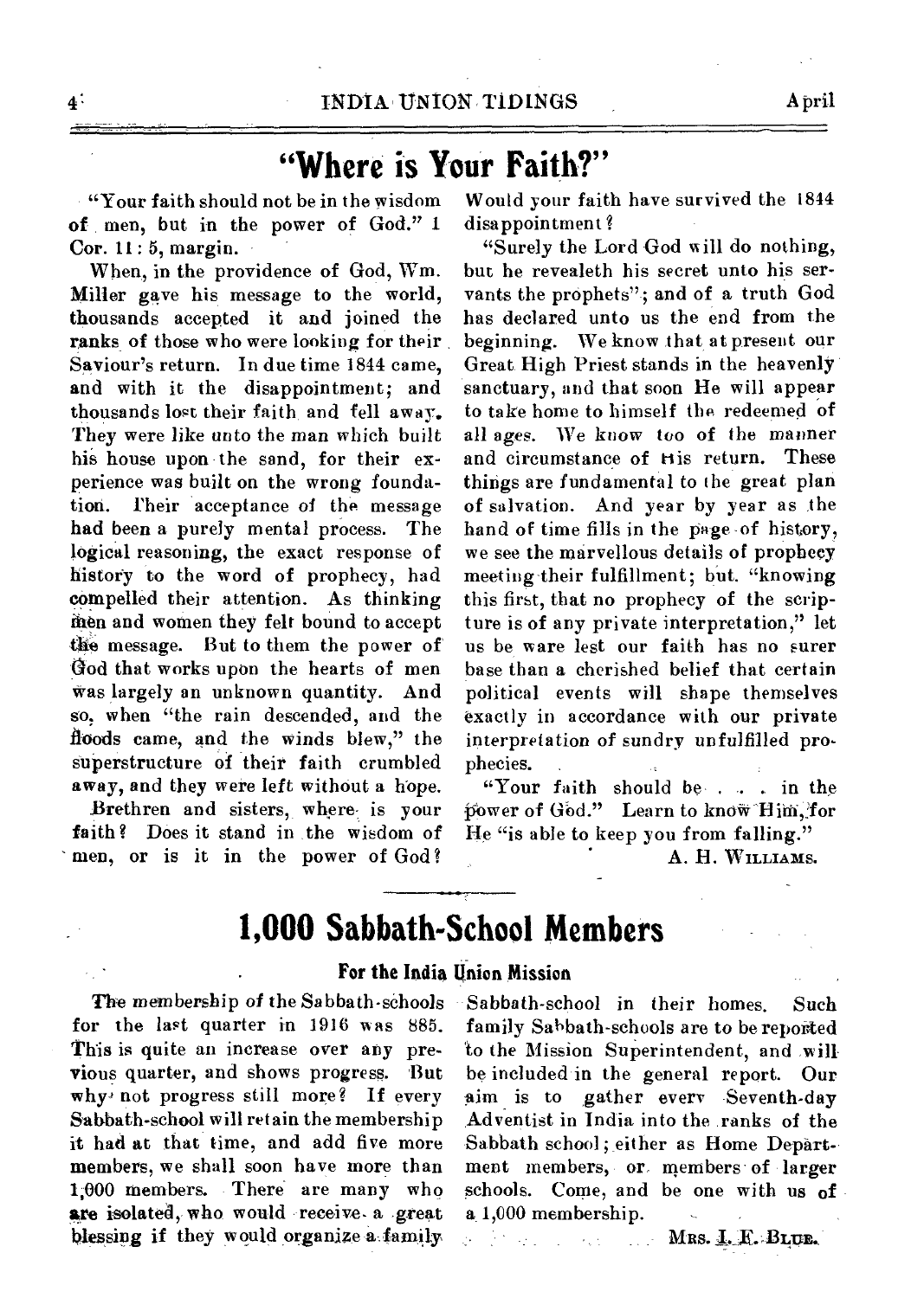# "Where is Your Faith?"

"Your faith should not be in the wisdom of men, but in the power of God." 1 Cor. 11 : 5, margin.

When, in the providence of God, Wm. Miller gave his message to the world, thousands accepted it and joined the ranks of those who were looking for their Saviour's return. In due time 1844 came, and with it the disappointment; and thousands lost their faith and fell away. They were like unto the man which built his house upon the sand, for their experience was built on the wrong foundation. Their acceptance of the message had been a purely mental process. The logical reasoning, the exact response of history to the word of prophecy, had compelled their attention. As thinking men and women they felt bound to accept the message. But to them the power of God that works upon the hearts of men was largely an unknown quantity. And so, when "the rain descended, and the floods came, and the winds blew," the superstructure of their faith crumbled away, and they were left without a hope.

Brethren and sisters, where is your faith? Does it stand in the wisdom of men, or is it in the power of God? Would your faith have survived the 1844 disappointment?

"Surely the Lord God will do nothing, but he revealeth his secret unto his servants the prophets"; and of a truth God has declared unto us the end from the beginning. We know that at present our Great High Priest stands in the heavenly sanctuary, and that soon He will appear to take home to himself the redeemed of all ages. We know too of the manner and circumstance of His return. These things are fundamental to the great plan of salvation. And year by year as the hand of time fills in the page of history, we see the marvellous details of prophecy meeting their fulfillment; but "knowing this first, that no prophecy of the scripture is of any private interpretation," let us be ware lest our faith has no surer base than a cherished belief that certain political events will shape themselves exactly in accordance with our private interpretation of sundry unfulfilled prophecies.

"Your faith should be . . . . in the power of God." Learn to know Him, for He "is able to keep you from falling."

A. H. Williams.

# 1,000 Sabbath-School Members

### For the India Union Mission

The membership of the Sabbath-schools for the last quarter in 1916 was 885. This is quite an increase over any previous quarter, and shows progress. But why not progress still more? If every Sabbath-school will retain the membership it had at that time, and add five more members, we shall soon have more than 1,000 members. There are many who are isolated, who would receive a great blessing if they would organize a family Sabbath-school in their homes. Such family Sabbath-schools are to be reported to the Mission Superintendent, and will be included in the general report. Our aim is to gather every Seventh-day Adventist in India into the ranks of the Sabbath school; either as Home Department members, or members of larger schools. Come, and be one with us of a 1,000 membership.

Mrs. I. F. Blue.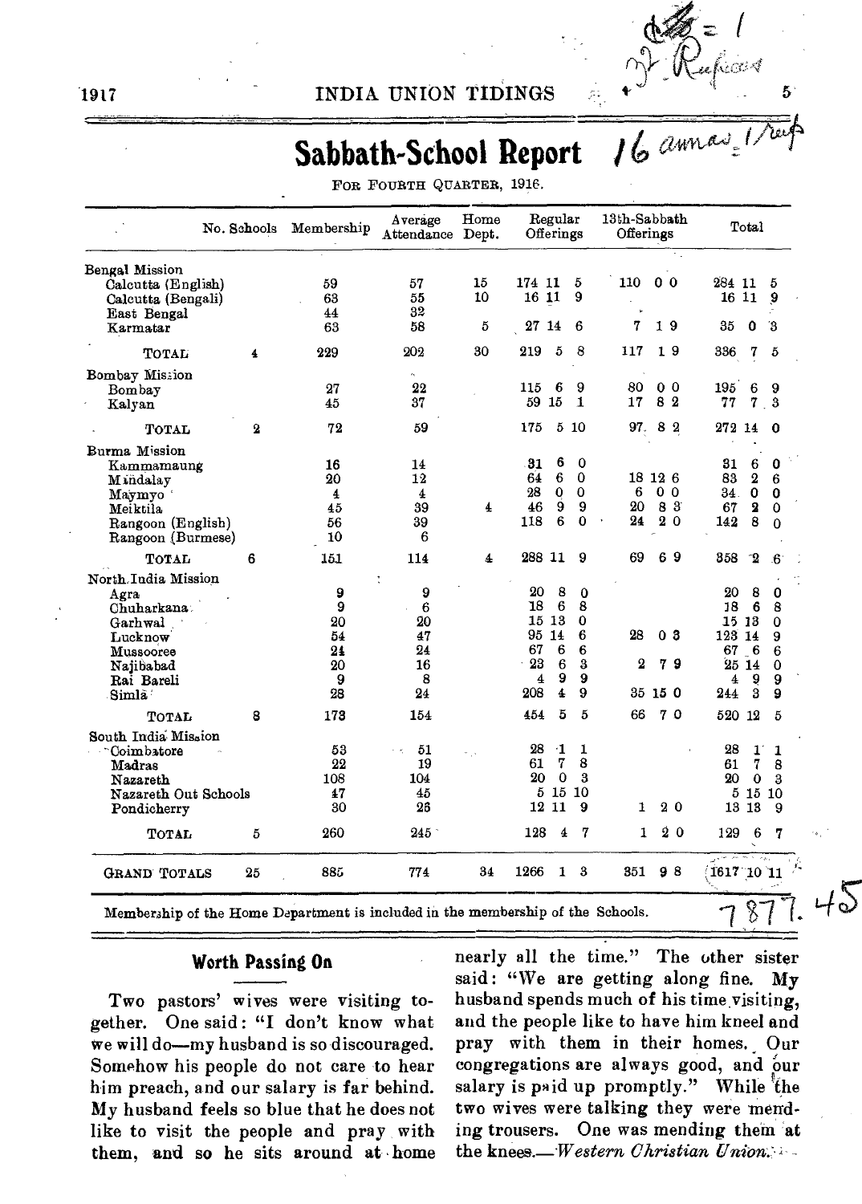# Sabbath-School Report

FOR FOURTH QUARTER, 1916.

| | No. Schools | Membership | Average Attendance | Home Dept. | Regular Offerings | 13th-Sabbath Offerings | Total |
|---|---|---|---|---|---|---|---|
| **Bengal Mission** | | | | | | | |
| Calcutta (English) | | 59 | 57 | 15 | 174 11 5 | 110 0 0 | 284 11 5 |
| Calcutta (Bengali) | | 63 | 55 | 10 | 16 11 9 | | 16 11 9 |
| East Bengal | | 44 | 32 | | | | |
| Karmatar | | 63 | 58 | 5 | 27 14 6 | 7 1 9 | 35 0 3 |
| TOTAL | 4 | 229 | 202 | 30 | 219 5 8 | 117 1 9 | 336 7 5 |
| **Bombay Mission** | | | | | | | |
| Bombay | | 27 | 22 | | 115 6 9 | 80 0 0 | 195 6 9 |
| Kalyan | | 45 | 37 | | 59 15 1 | 17 8 2 | 77 7 3 |
| TOTAL | 2 | 72 | 59 | | 175 5 10 | 97 8 2 | 272 14 0 |
| **Burma Mission** | | | | | | | |
| Kammamaung | | 16 | 14 | | 31 6 0 | | 31 6 0 |
| Mandalay | | 20 | 12 | | 64 6 0 | 18 12 6 | 83 2 6 |
| Maymyo | | 4 | 4 | | 28 0 0 | 6 0 0 | 34 0 0 |
| Meiktila | | 45 | 39 | 4 | 46 9 9 | 20 8 3 | 67 2 0 |
| Rangoon (English) | | 56 | 39 | | 118 6 0 | 24 2 0 | 142 8 0 |
| Rangoon (Burmese) | | 10 | 6 | | | | |
| TOTAL | 6 | 151 | 114 | 4 | 288 11 9 | 69 6 9 | 358 2 6 |
| **North India Mission** | | | | | | | |
| Agra | | 9 | 9 | | 20 8 0 | | 20 8 0 |
| Chuharkana | | 9 | 6 | | 18 6 8 | | 18 6 8 |
| Garhwal | | 20 | 20 | | 15 13 0 | | 15 13 0 |
| Lucknow | | 54 | 47 | | 95 14 6 | 28 0 3 | 123 14 9 |
| Mussooree | | 24 | 24 | | 67 6 6 | | 67 6 6 |
| Najibabad | | 20 | 16 | | 23 6 3 | 2 7 9 | 25 14 0 |
| Rai Bareli | | 9 | 8 | | 4 9 9 | | 4 9 9 |
| Simla | | 28 | 24 | | 208 4 9 | 35 15 0 | 244 3 9 |
| TOTAL | 8 | 173 | 154 | | 454 5 5 | 66 7 0 | 520 12 5 |
| **South India Mission** | | | | | | | |
| Coimbatore | | 53 | 51 | | 28 1 1 | | 28 1 1 |
| Madras | | 22 | 19 | | 61 7 8 | | 61 7 8 |
| Nazareth | | 108 | 104 | | 20 0 3 | | 20 0 3 |
| Nazareth Out Schools | | 47 | 45 | | 5 15 10 | | 5 15 10 |
| Pondicherry | | 30 | 26 | | 12 11 9 | 1 2 0 | 13 13 9 |
| TOTAL | 5 | 260 | 245 | | 128 4 7 | 1 2 0 | 129 6 7 |
| GRAND TOTALS | 25 | 885 | 774 | 34 | 1266 1 3 | 351 9 8 | 1617 10 11 |

Membership of the Home Department is included in the membership of the Schools.

## Worth Passing On

Two pastors' wives were visiting together. One said: "I don't know what we will do—my husband is so discouraged. Somehow his people do not care to hear him preach, and our salary is far behind. My husband feels so blue that he does not like to visit the people and pray with them, and so he sits around at home nearly all the time." The other sister said: "We are getting along fine. My husband spends much of his time visiting, and the people like to have him kneel and pray with them in their homes. Our congregations are always good, and our salary is paid up promptly." While the two wives were talking they were mending trousers. One was mending them at the knees.—*Western Christian Union.*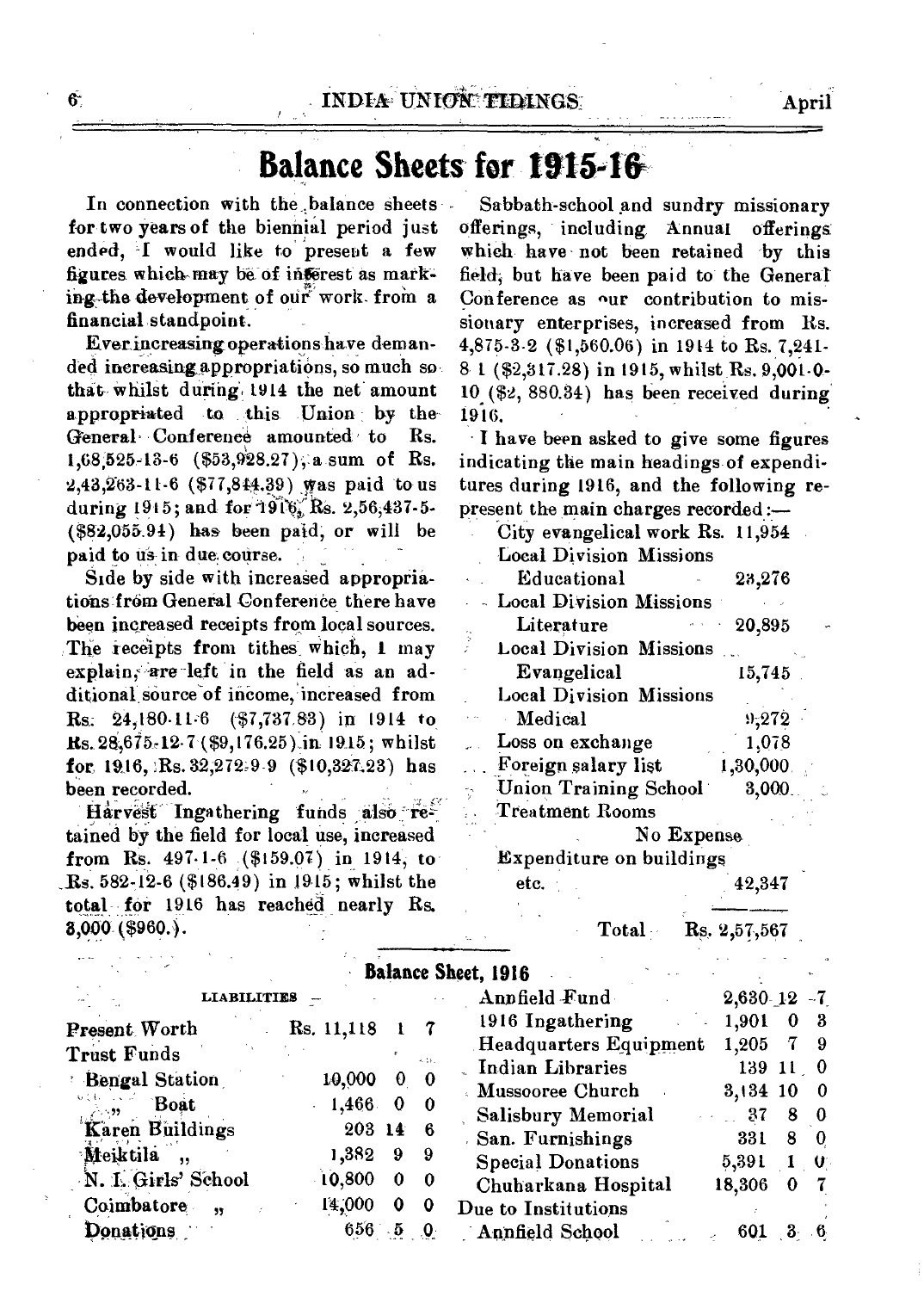# Balance Sheets for 1915-16

In connection with the balance sheets for two years of the biennial period just ended, I would like to present a few figures which may be of interest as marking the development of our work from a financial standpoint.

Ever increasing operations have demanded increasing appropriations, so much so that whilst during 1914 the net amount appropriated to this Union by the General Conference amounted to Rs. 1,68,525-13-6 ($53,928.27), a sum of Rs. 2,43,263-11-6 ($77,844.39) was paid to us during 1915; and for 1916, Rs. 2,56,437-5- ($82,055.94) has been paid, or will be paid to us in due course.

Side by side with increased appropriations from General Conference there have been increased receipts from local sources. The receipts from tithes which, I may explain, are left in the field as an additional source of income, increased from Rs. 24,180-11-6 ($7,737.83) in 1914 to Rs. 28,675-12-7 ($9,176.25) in 1915; whilst for 1916, Rs. 32,272-9-9 ($10,327.23) has been recorded.

Harvest Ingathering funds also retained by the field for local use, increased from Rs. 497-1-6 ($159.07) in 1914, to Rs. 582-12-6 ($186.49) in 1915; whilst the total for 1916 has reached nearly Rs. 3,000 ($960.).

Sabbath-school and sundry missionary offerings, including Annual offerings which have not been retained by this field, but have been paid to the General Conference as our contribution to missionary enterprises, increased from Rs. 4,875-3-2 ($1,560.06) in 1914 to Rs. 7,241-8-1 ($2,317.28) in 1915, whilst Rs. 9,001-0-10 ($2,880.34) has been received during 1916.

I have been asked to give some figures indicating the main headings of expenditures during 1916, and the following represent the main charges recorded:—

| | |
|---|---|
| City evangelical work | Rs. 11,954 |
| Local Division Missions Educational | 23,276 |
| Local Division Missions Literature | 20,895 |
| Local Division Missions Evangelical | 15,745 |
| Local Division Missions Medical | 9,272 |
| Loss on exchange | 1,078 |
| Foreign salary list | 1,30,000 |
| Union Training School | 3,000 |
| Treatment Rooms | No Expense |
| Expenditure on buildings etc. | 42,347 |
| Total | Rs. 2,57,567 |

## Balance Sheet, 1916

LIABILITIES

| | | | |
|---|---|---|---|
| Present Worth | Rs. 11,118 | 1 | 7 |
| Trust Funds | | | |
| Bengal Station | 10,000 | 0 | 0 |
| " Boat | 1,466 | 0 | 0 |
| Karen Buildings | 203 | 14 | 6 |
| Meiktila " | 1,382 | 9 | 9 |
| N. I. Girls' School | 10,800 | 0 | 0 |
| Coimbatore " | 14,000 | 0 | 0 |
| Donations | 656 | 5 | 0 |
| Annfield Fund | 2,630 | 12 | 7 |
| 1916 Ingathering | 1,901 | 0 | 3 |
| Headquarters Equipment | 1,205 | 7 | 9 |
| Indian Libraries | 139 | 11 | 0 |
| Mussooree Church | 3,134 | 10 | 0 |
| Salisbury Memorial | 37 | 8 | 0 |
| San. Furnishings | 331 | 8 | 0 |
| Special Donations | 5,391 | 1 | 0 |
| Chuharkana Hospital | 18,306 | 0 | 7 |
| Due to Institutions | | | |
| Annfield School | 601 | 3 | 6 |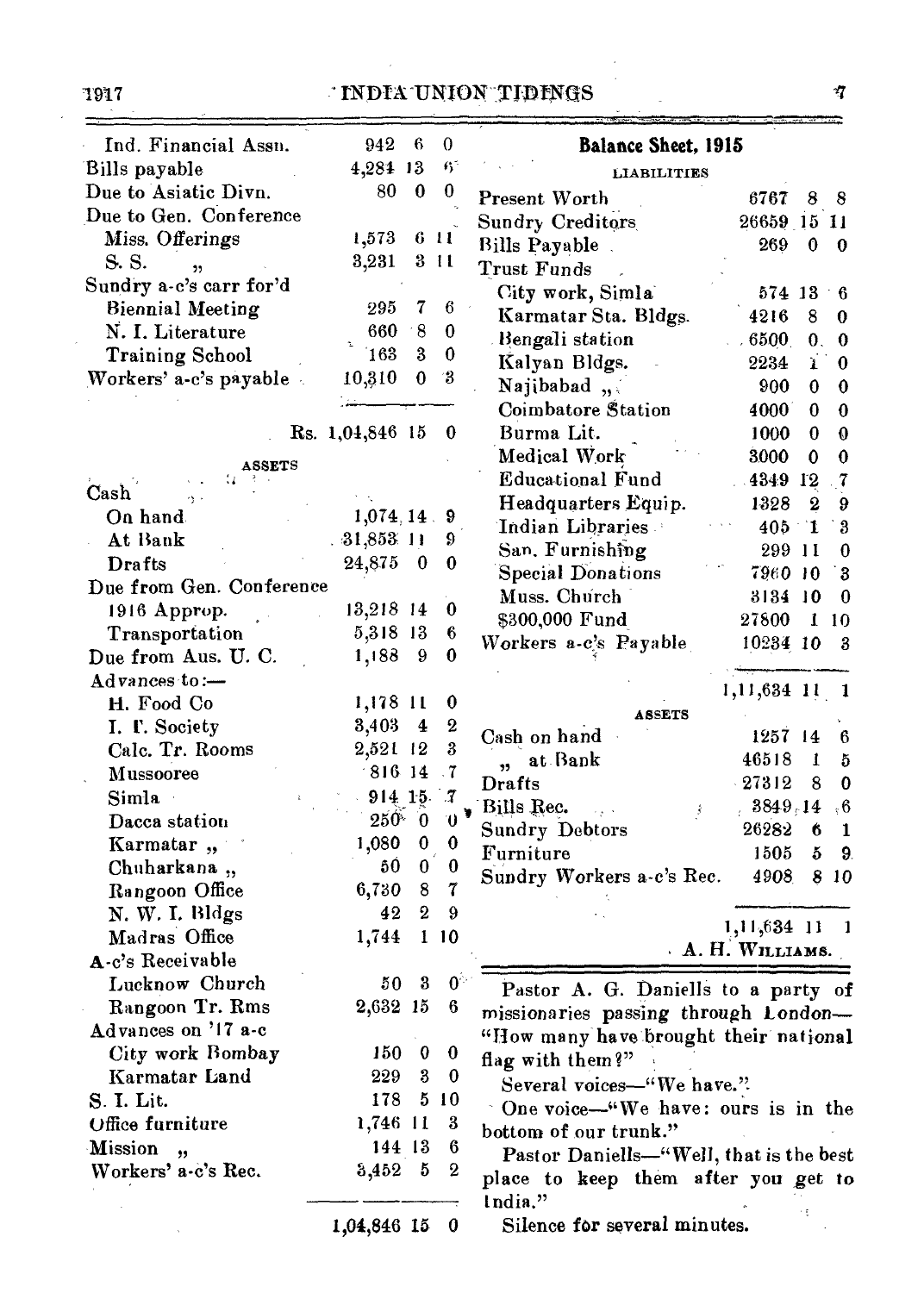| | Rs. | a. | p. |
|---|---|---|---|
| Ind. Financial Assn. | 942 | 6 | 0 |
| Bills payable | 4,284 | 13 | 6 |
| Due to Asiatic Divn. | 80 | 0 | 0 |
| Due to Gen. Conference | | | |
| Miss. Offerings | 1,573 | 6 | 11 |
| S. S. " | 3,231 | 3 | 11 |
| Sundry a-c's carr for'd | | | |
| Biennial Meeting | 295 | 7 | 6 |
| N. I. Literature | 660 | 8 | 0 |
| Training School | 163 | 3 | 0 |
| Workers' a-c's payable | 10,310 | 0 | 3 |
| | Rs. 1,04,846 | 15 | 0 |

**ASSETS**

| | Rs. | a. | p. |
|---|---|---|---|
| Cash | | | |
| On hand | 1,074 | 14 | 9 |
| At Bank | 31,853 | 11 | 9 |
| Drafts | 24,875 | 0 | 0 |
| Due from Gen. Conference | | | |
| 1916 Approp. | 13,218 | 14 | 0 |
| Transportation | 5,318 | 13 | 6 |
| Due from Aus. U. C. | 1,188 | 9 | 0 |
| Advances to:— | | | |
| H. Food Co | 1,178 | 11 | 0 |
| I. T. Society | 3,403 | 4 | 2 |
| Calc. Tr. Rooms | 2,521 | 12 | 3 |
| Mussooree | 816 | 14 | 7 |
| Simla | 914 | 15 | 7 |
| Dacca station | 250 | 0 | 0 |
| Karmatar " | 1,080 | 0 | 0 |
| Chuharkana " | 50 | 0 | 0 |
| Rangoon Office | 6,730 | 8 | 7 |
| N. W. I. Bldgs | 42 | 2 | 9 |
| Madras Office | 1,744 | 1 | 10 |
| A-c's Receivable | | | |
| Lucknow Church | 50 | 3 | 0 |
| Rangoon Tr. Rms | 2,632 | 15 | 6 |
| Advances on '17 a-c | | | |
| City work Bombay | 150 | 0 | 0 |
| Karmatar Land | 229 | 3 | 0 |
| S. I. Lit. | 178 | 5 | 10 |
| Office furniture | 1,746 | 11 | 3 |
| Mission " | 144 | 13 | 6 |
| Workers' a-c's Rec. | 3,452 | 5 | 2 |
| | 1,04,846 | 15 | 0 |

## Balance Sheet, 1915

**LIABILITIES**

| | Rs. | a. | p. |
|---|---|---|---|
| Present Worth | 6767 | 8 | 8 |
| Sundry Creditors | 26659 | 15 | 11 |
| Bills Payable | 269 | 0 | 0 |
| Trust Funds | | | |
| City work, Simla | 574 | 13 | 6 |
| Karmatar Sta. Bldgs. | 4216 | 8 | 0 |
| Bengali station | 6500 | 0 | 0 |
| Kalyan Bldgs. | 2234 | 1 | 0 |
| Najibabad " | 900 | 0 | 0 |
| Coimbatore Station | 4000 | 0 | 0 |
| Burma Lit. | 1000 | 0 | 0 |
| Medical Work | 3000 | 0 | 0 |
| Educational Fund | 4349 | 12 | 7 |
| Headquarters Equip. | 1328 | 2 | 9 |
| Indian Libraries | 405 | 1 | 3 |
| San. Furnishing | 299 | 11 | 0 |
| Special Donations | 7960 | 10 | 3 |
| Muss. Church | 3134 | 10 | 0 |
| $300,000 Fund | 27800 | 1 | 10 |
| Workers a-c's Payable | 10234 | 10 | 3 |
| | 1,11,634 | 11 | 1 |

**ASSETS**

| | Rs. | a. | p. |
|---|---|---|---|
| Cash on hand | 1257 | 14 | 6 |
| " at Bank | 46518 | 1 | 5 |
| Drafts | 27312 | 8 | 0 |
| Bills Rec. | 3849 | 14 | 6 |
| Sundry Debtors | 26282 | 6 | 1 |
| Furniture | 1505 | 5 | 9 |
| Sundry Workers a-c's Rec. | 4908 | 8 | 10 |
| | 1,11,634 | 11 | 1 |

A. H. WILLIAMS.

---

Pastor A. G. Daniells to a party of missionaries passing through London—"How many have brought their national flag with them?"

Several voices—"We have."

One voice—"We have: ours is in the bottom of our trunk."

Pastor Daniells—"Well, that is the best place to keep them after you get to India."

Silence for several minutes.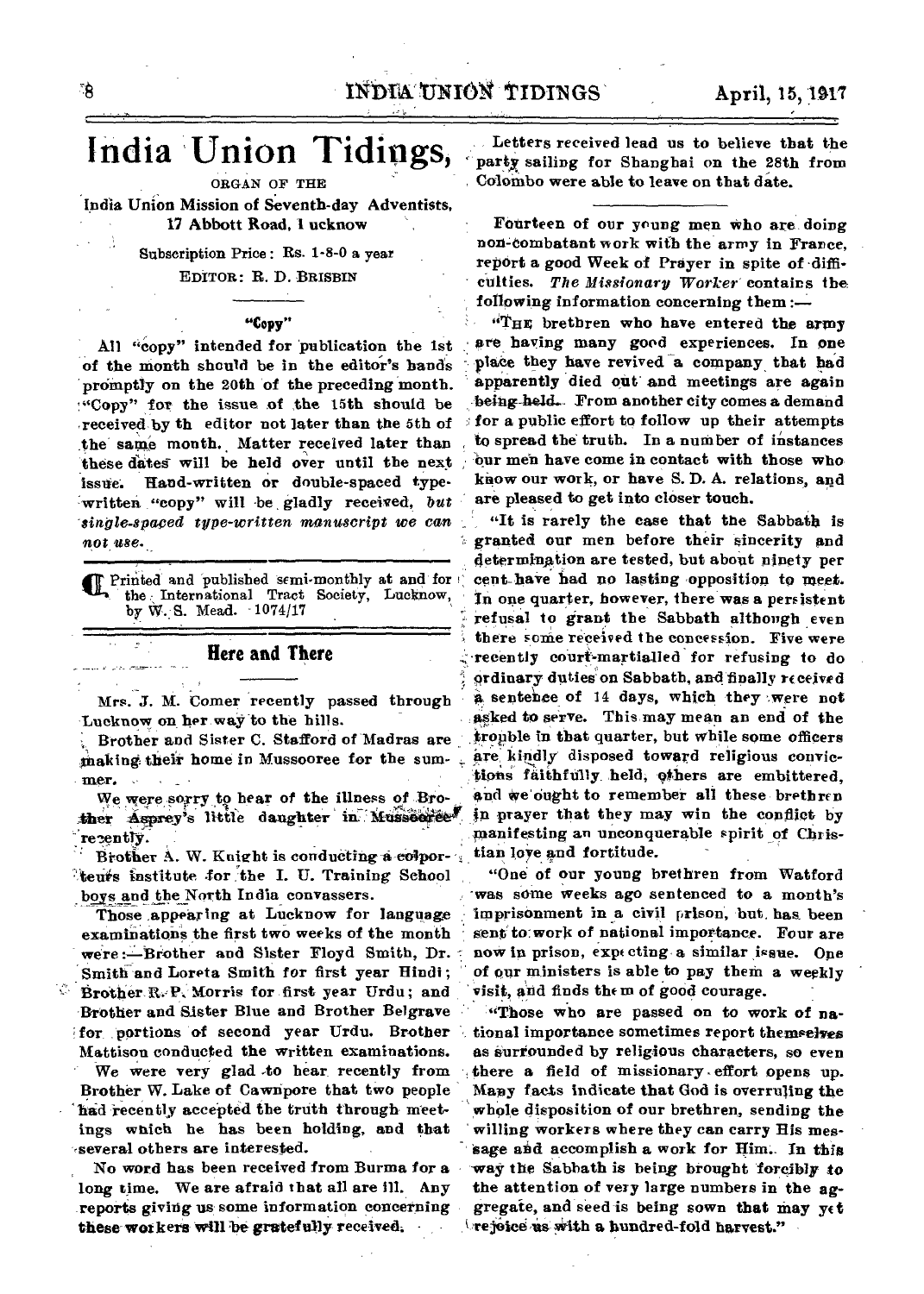# India Union Tidings,

ORGAN OF THE

India Union Mission of Seventh-day Adventists, 17 Abbott Road, Lucknow

Subscription Price: Rs. 1-8-0 a year

EDITOR: R. D. BRISBIN

### "Copy"

All "copy" intended for publication the 1st of the month should be in the editor's hands promptly on the 20th of the preceding month. "Copy" for the issue of the 15th should be received by the editor not later than the 5th of the same month. Matter received later than these dates will be held over until the next issue. Hand-written or double-spaced type-written "copy" will be gladly received, *but single-spaced type-written manuscript we can not use.*

Printed and published semi-monthly at and for the International Tract Society, Lucknow, by W. S. Mead. 1074/17

## Here and There

Mrs. J. M. Comer recently passed through Lucknow on her way to the hills.

Brother and Sister C. Stafford of Madras are making their home in Mussooree for the summer.

We were sorry to hear of the illness of Brother Asprey's little daughter in Mussooree recently.

Brother A. W. Knight is conducting a colporteurs institute for the I. U. Training School boys and the North India canvassers.

Those appearing at Lucknow for language examinations the first two weeks of the month were:—Brother and Sister Floyd Smith, Dr. Smith and Loreta Smith for first year Hindi; Brother R. P. Morris for first year Urdu; and Brother and Sister Blue and Brother Belgrave for portions of second year Urdu. Brother Mattison conducted the written examinations.

We were very glad to hear recently from Brother W. Lake of Cawnpore that two people had recently accepted the truth through meetings which he has been holding, and that several others are interested.

No word has been received from Burma for a long time. We are afraid that all are ill. Any reports giving us some information concerning these workers will be gratefully received.

Letters received lead us to believe that the party sailing for Shanghai on the 28th from Colombo were able to leave on that date.

Fourteen of our young men who are doing non-combatant work with the army in France, report a good Week of Prayer in spite of difficulties. *The Missionary Worker* contains the following information concerning them:—

"THE brethren who have entered the army are having many good experiences. In one place they have revived a company that had apparently died out and meetings are again being held. From another city comes a demand for a public effort to follow up their attempts to spread the truth. In a number of instances our men have come in contact with those who know our work, or have S. D. A. relations, and are pleased to get into closer touch.

"It is rarely the case that the Sabbath is granted our men before their sincerity and determination are tested, but about ninety per cent have had no lasting opposition to meet. In one quarter, however, there was a persistent refusal to grant the Sabbath although even there some received the concession. Five were recently court-martialled for refusing to do ordinary duties on Sabbath, and finally received a sentence of 14 days, which they were not asked to serve. This may mean an end of the trouble in that quarter, but while some officers are kindly disposed toward religious convictions faithfully held, others are embittered, and we ought to remember all these brethren in prayer that they may win the conflict by manifesting an unconquerable spirit of Christian love and fortitude.

"One of our young brethren from Watford was some weeks ago sentenced to a month's imprisonment in a civil prison, but has been sent to work of national importance. Four are now in prison, expecting a similar issue. One of our ministers is able to pay them a weekly visit, and finds them of good courage.

"Those who are passed on to work of national importance sometimes report themselves as surrounded by religious characters, so even there a field of missionary effort opens up. Many facts indicate that God is overruling the whole disposition of our brethren, sending the willing workers where they can carry His message and accomplish a work for Him. In this way the Sabbath is being brought forcibly to the attention of very large numbers in the aggregate, and seed is being sown that may yet rejoice us with a hundred-fold harvest."